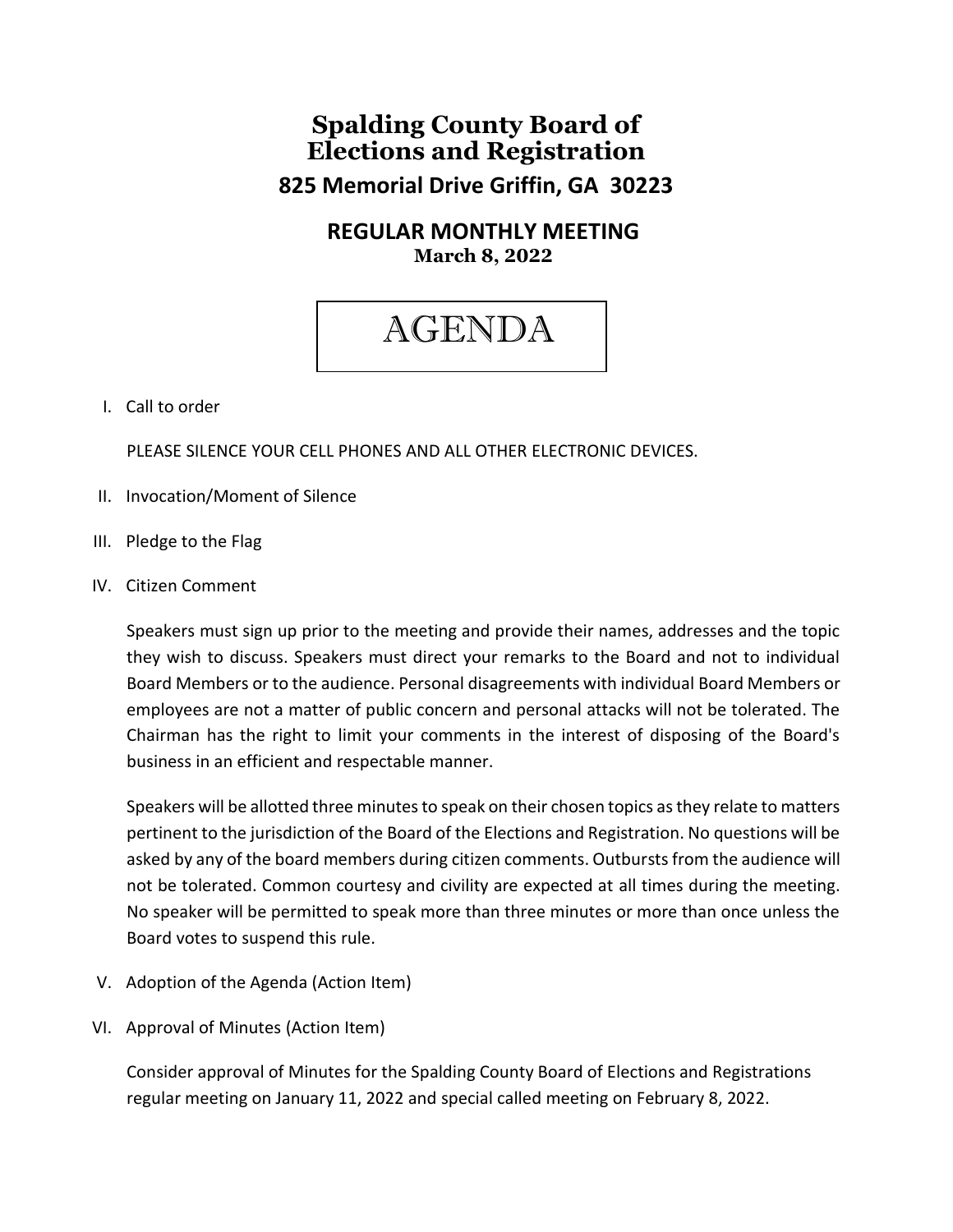# Spalding County Board of Elections and Registration

## 825 Memorial Drive Griffin, GA 30223

## REGULAR MONTHLY MEETING

**March 8, 2022**

# AGENDA

I. Call to order

PLEASE SILENCE YOUR CELL PHONES AND ALL OTHER ELECTRONIC DEVICES.

II. Invocation/Moment of Silence

III. Pledge to the Flag

IV. Citizen Comment

Speakers must sign up prior to the meeting and provide their names, addresses and the topic they wish to discuss. Speakers must direct your remarks to the Board and not to individual Board Members or to the audience. Personal disagreements with individual Board Members or employees are not a matter of public concern and personal attacks will not be tolerated. The Chairman has the right to limit your comments in the interest of disposing of the Board's business in an efficient and respectable manner.

Speakers will be allotted three minutes to speak on their chosen topics as they relate to matters pertinent to the jurisdiction of the Board of the Elections and Registration. No questions will be asked by any of the board members during citizen comments. Outbursts from the audience will not be tolerated. Common courtesy and civility are expected at all times during the meeting. No speaker will be permitted to speak more than three minutes or more than once unless the Board votes to suspend this rule.

V. Adoption of the Agenda (Action Item)

VI. Approval of Minutes (Action Item)

Consider approval of Minutes for the Spalding County Board of Elections and Registrations regular meeting on January 11, 2022 and special called meeting on February 8, 2022.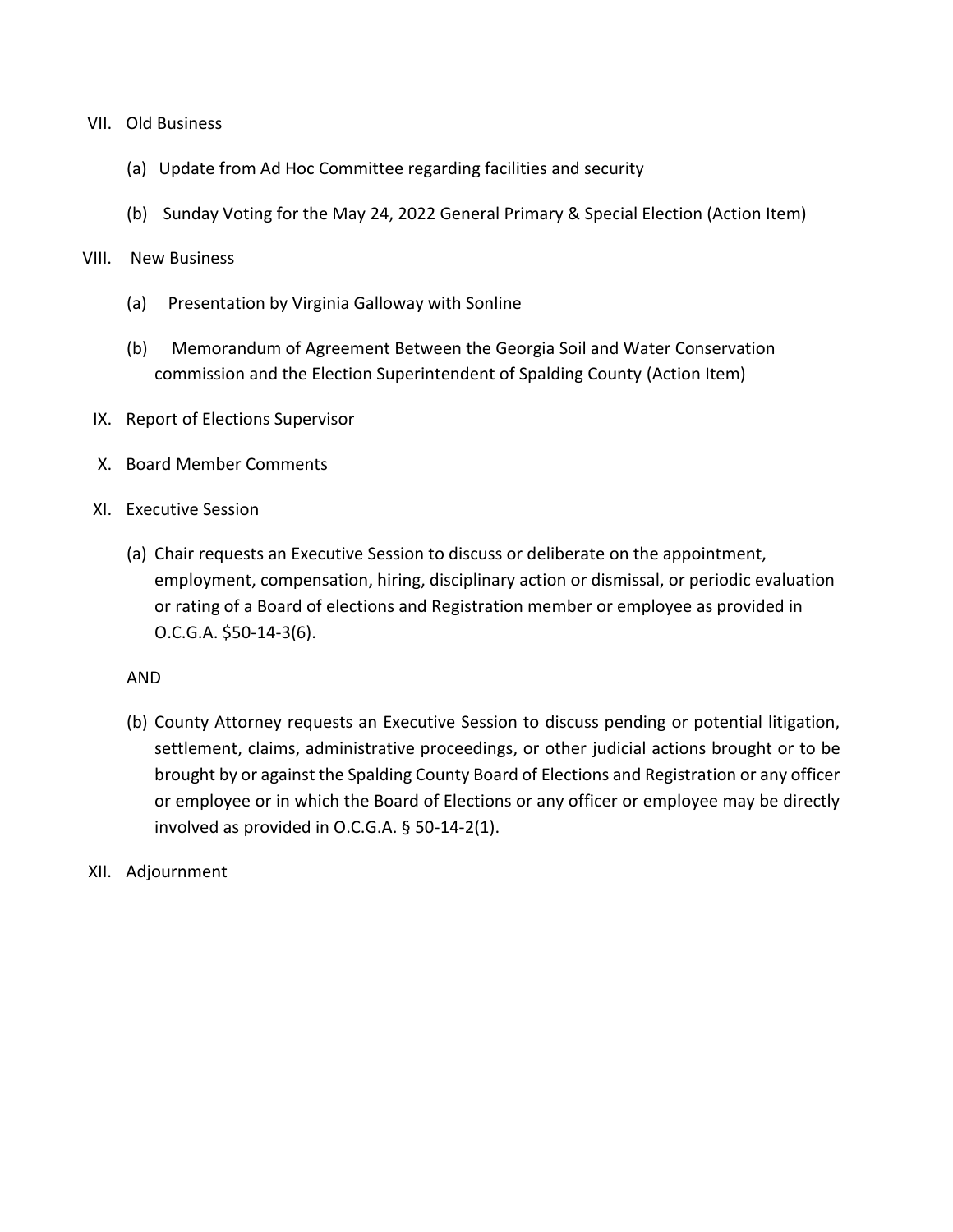VII. Old Business

(a) Update from Ad Hoc Committee regarding facilities and security

(b) Sunday Voting for the May 24, 2022 General Primary & Special Election (Action Item)

VIII. New Business

(a) Presentation by Virginia Galloway with Sonline

(b) Memorandum of Agreement Between the Georgia Soil and Water Conservation commission and the Election Superintendent of Spalding County (Action Item)

IX. Report of Elections Supervisor

X. Board Member Comments

XI. Executive Session

(a) Chair requests an Executive Session to discuss or deliberate on the appointment, employment, compensation, hiring, disciplinary action or dismissal, or periodic evaluation or rating of a Board of elections and Registration member or employee as provided in O.C.G.A. $50-14-3(6).

AND

(b) County Attorney requests an Executive Session to discuss pending or potential litigation, settlement, claims, administrative proceedings, or other judicial actions brought or to be brought by or against the Spalding County Board of Elections and Registration or any officer or employee or in which the Board of Elections or any officer or employee may be directly involved as provided in O.C.G.A. § 50-14-2(1).

XII. Adjournment